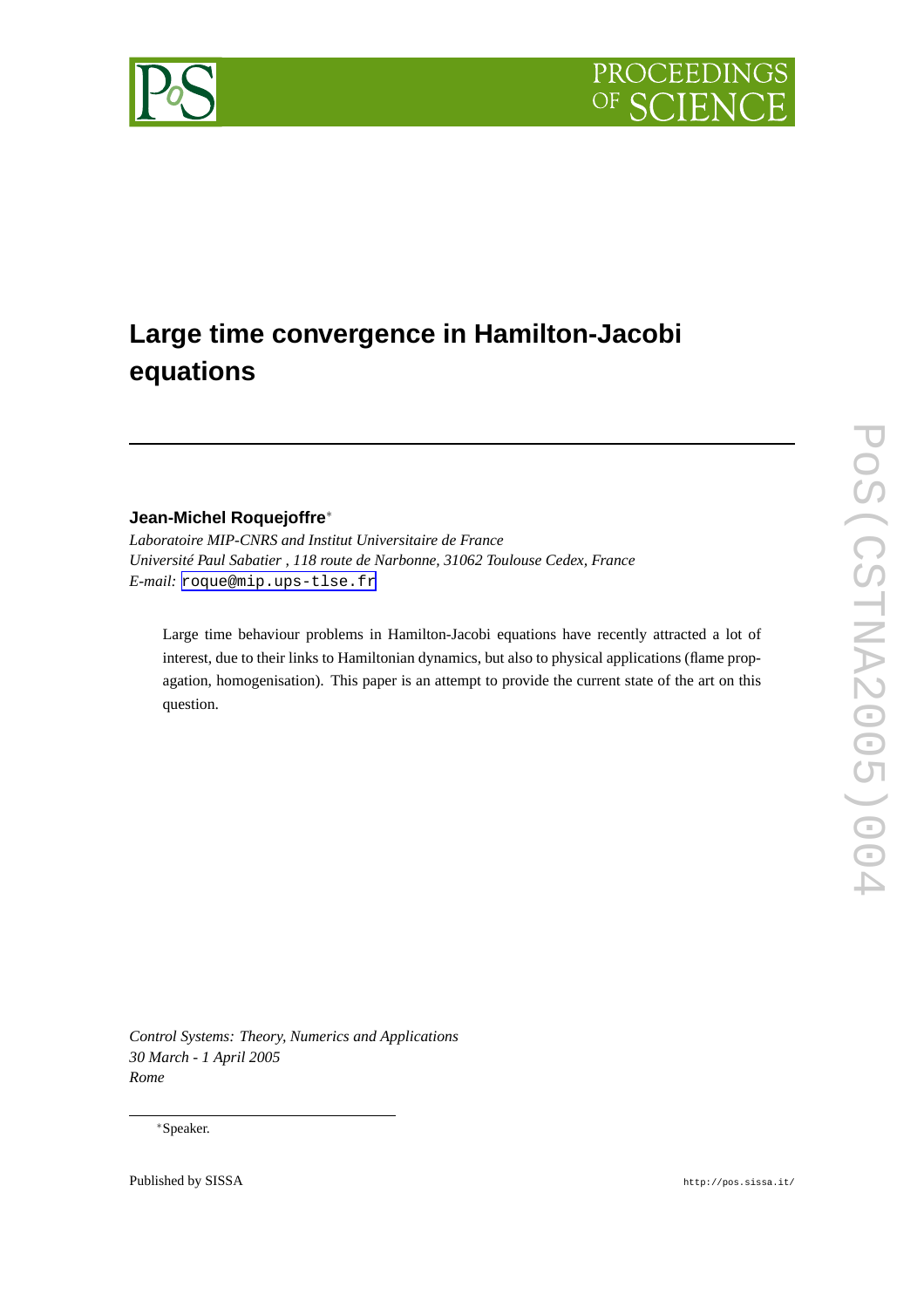# Large time convergence in Hamilton-Jacobi equations

**Jean-Michel Roquejoffre***

*Laboratoire MIP-CNRS and Institut Universitaire de France*
*Université Paul Sabatier , 118 route de Narbonne, 31062 Toulouse Cedex, France*
*E-mail:* roque@mip.ups-tlse.fr

Large time behaviour problems in Hamilton-Jacobi equations have recently attracted a lot of interest, due to their links to Hamiltonian dynamics, but also to physical applications (flame propagation, homogenisation). This paper is an attempt to provide the current state of the art on this question.

*Control Systems: Theory, Numerics and Applications*
*30 March - 1 April 2005*
*Rome*

*Speaker.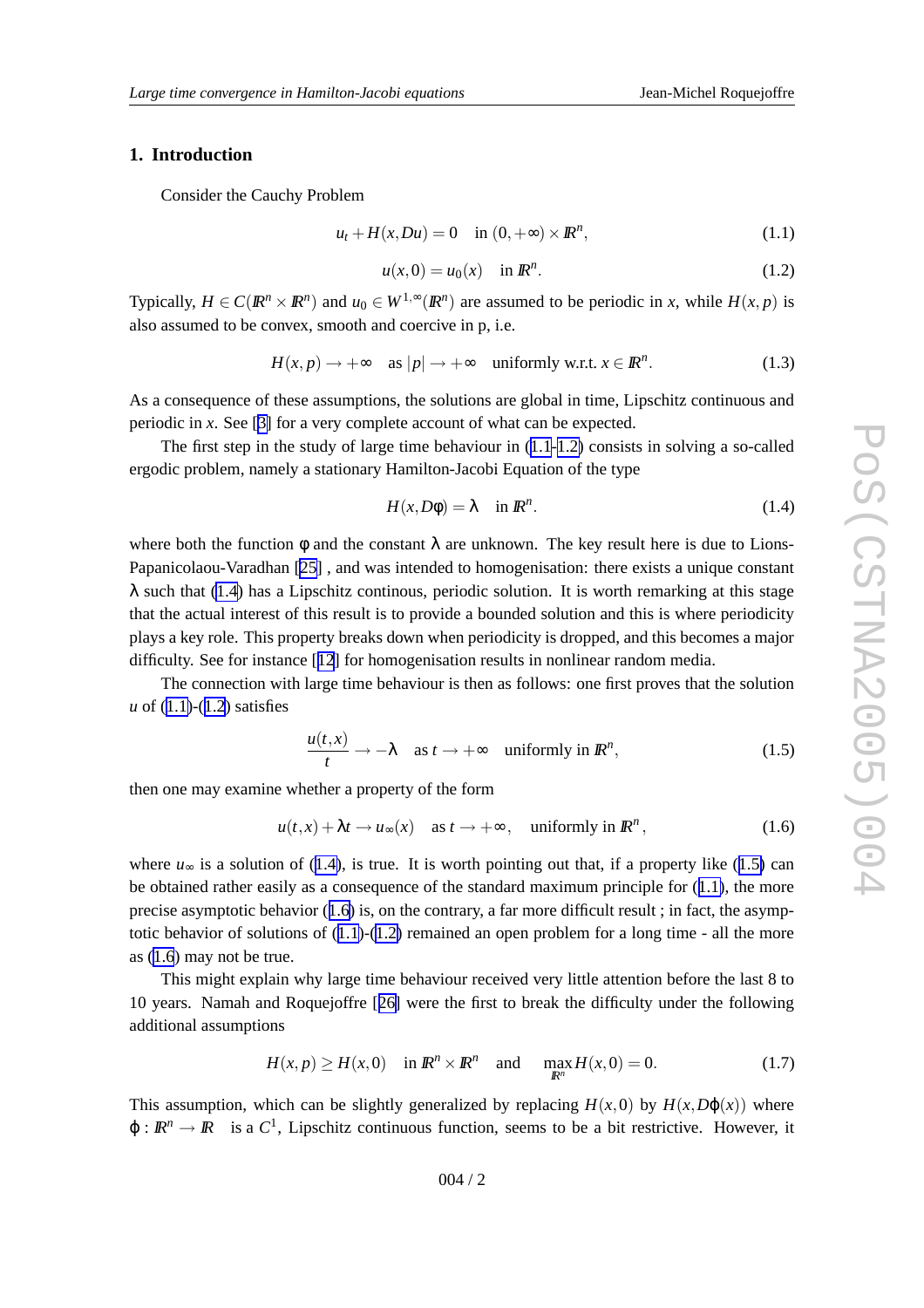## 1. Introduction

Consider the Cauchy Problem

$$u_t + H(x, Du) = 0 \quad \text{in } (0, +\infty) \times \mathbb{R}^n, \tag{1.1}$$

$$u(x, 0) = u_0(x) \quad \text{in } \mathbb{R}^n. \tag{1.2}$$

Typically, $H \in C(\mathbb{R}^n \times \mathbb{R}^n)$ and $u_0 \in W^{1,\infty}(\mathbb{R}^n)$ are assumed to be periodic in $x$, while $H(x, p)$ is also assumed to be convex, smooth and coercive in p, i.e.

$$H(x, p) \to +\infty \quad \text{as } |p| \to +\infty \quad \text{uniformly w.r.t. } x \in \mathbb{R}^n. \tag{1.3}$$

As a consequence of these assumptions, the solutions are global in time, Lipschitz continuous and periodic in $x$. See [3] for a very complete account of what can be expected.

The first step in the study of large time behaviour in (1.1-1.2) consists in solving a so-called ergodic problem, namely a stationary Hamilton-Jacobi Equation of the type

$$H(x, D\phi) = \lambda \quad \text{in } \mathbb{R}^n. \tag{1.4}$$

where both the function $\phi$ and the constant $\lambda$ are unknown. The key result here is due to Lions-Papanicolaou-Varadhan [25] , and was intended to homogenisation: there exists a unique constant $\lambda$ such that (1.4) has a Lipschitz continous, periodic solution. It is worth remarking at this stage that the actual interest of this result is to provide a bounded solution and this is where periodicity plays a key role. This property breaks down when periodicity is dropped, and this becomes a major difficulty. See for instance [12] for homogenisation results in nonlinear random media.

The connection with large time behaviour is then as follows: one first proves that the solution $u$ of (1.1)-(1.2) satisfies

$$\frac{u(t, x)}{t} \to -\lambda \quad \text{as } t \to +\infty \quad \text{uniformly in } \mathbb{R}^n, \tag{1.5}$$

then one may examine whether a property of the form

$$u(t, x) + \lambda t \to u_\infty(x) \quad \text{as } t \to +\infty, \quad \text{uniformly in } \mathbb{R}^n, \tag{1.6}$$

where $u_\infty$ is a solution of (1.4), is true. It is worth pointing out that, if a property like (1.5) can be obtained rather easily as a consequence of the standard maximum principle for (1.1), the more precise asymptotic behavior (1.6) is, on the contrary, a far more difficult result ; in fact, the asymptotic behavior of solutions of (1.1)-(1.2) remained an open problem for a long time - all the more as (1.6) may not be true.

This might explain why large time behaviour received very little attention before the last 8 to 10 years. Namah and Roquejoffre [26] were the first to break the difficulty under the following additional assumptions

$$H(x, p) \geq H(x, 0) \quad \text{in } \mathbb{R}^n \times \mathbb{R}^n \quad \text{and} \quad \max_{\mathbb{R}^n} H(x, 0) = 0. \tag{1.7}$$

This assumption, which can be slightly generalized by replacing $H(x, 0)$ by $H(x, D\varphi(x))$ where $\varphi : \mathbb{R}^n \to \mathbb{R}$ is a $C^1$, Lipschitz continuous function, seems to be a bit restrictive. However, it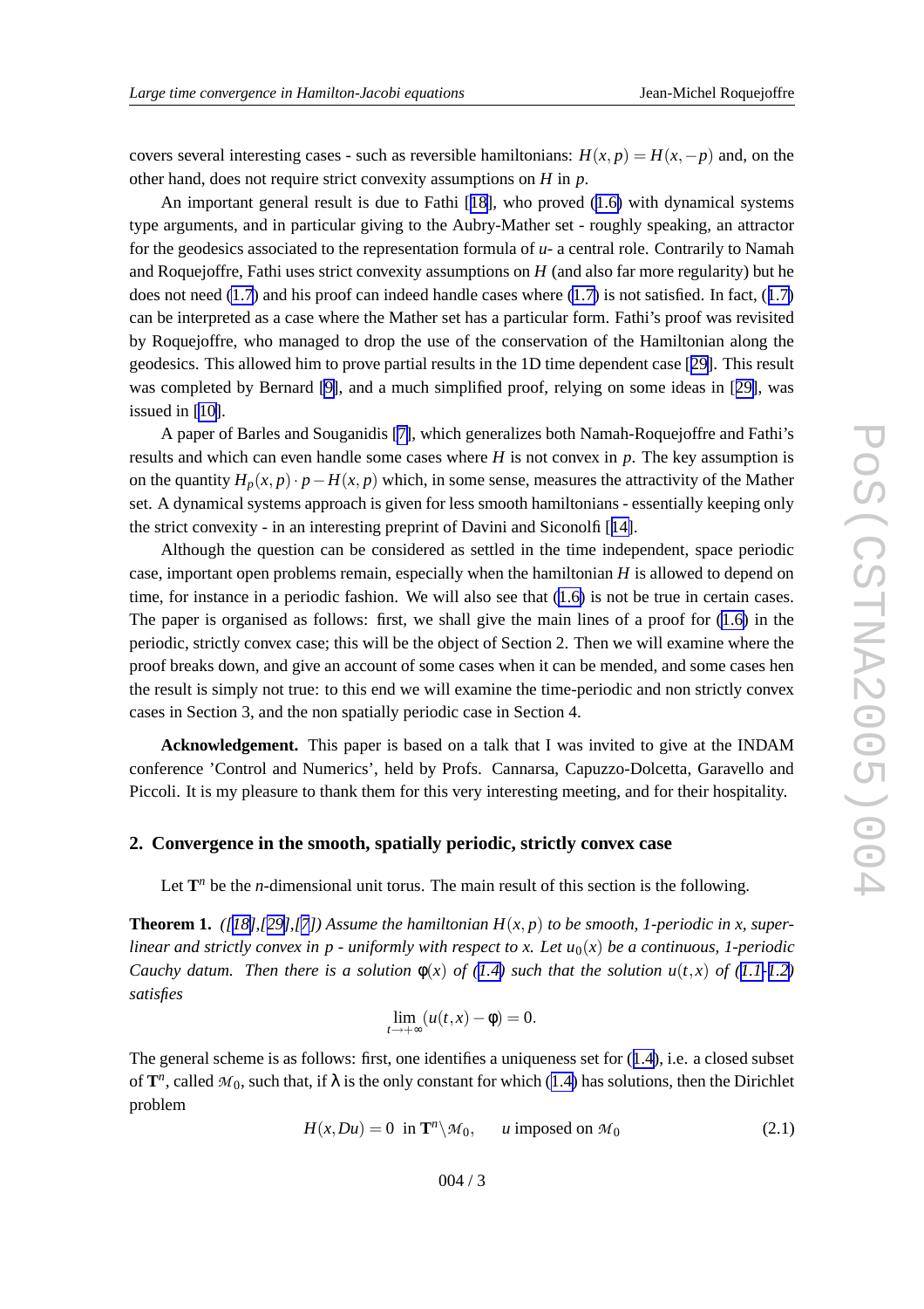covers several interesting cases - such as reversible hamiltonians: $H(x,p) = H(x,-p)$ and, on the other hand, does not require strict convexity assumptions on $H$ in $p$.

An important general result is due to Fathi [18], who proved (1.6) with dynamical systems type arguments, and in particular giving to the Aubry-Mather set - roughly speaking, an attractor for the geodesics associated to the representation formula of $u$- a central role. Contrarily to Namah and Roquejoffre, Fathi uses strict convexity assumptions on $H$ (and also far more regularity) but he does not need (1.7) and his proof can indeed handle cases where (1.7) is not satisfied. In fact, (1.7) can be interpreted as a case where the Mather set has a particular form. Fathi's proof was revisited by Roquejoffre, who managed to drop the use of the conservation of the Hamiltonian along the geodesics. This allowed him to prove partial results in the 1D time dependent case [29]. This result was completed by Bernard [9], and a much simplified proof, relying on some ideas in [29], was issued in [10].

A paper of Barles and Souganidis [7], which generalizes both Namah-Roquejoffre and Fathi's results and which can even handle some cases where $H$ is not convex in $p$. The key assumption is on the quantity $H_p(x,p)\cdot p - H(x,p)$ which, in some sense, measures the attractivity of the Mather set. A dynamical systems approach is given for less smooth hamiltonians - essentially keeping only the strict convexity - in an interesting preprint of Davini and Siconolfi [14].

Although the question can be considered as settled in the time independent, space periodic case, important open problems remain, especially when the hamiltonian $H$ is allowed to depend on time, for instance in a periodic fashion. We will also see that (1.6) is not be true in certain cases. The paper is organised as follows: first, we shall give the main lines of a proof for (1.6) in the periodic, strictly convex case; this will be the object of Section 2. Then we will examine where the proof breaks down, and give an account of some cases when it can be mended, and some cases hen the result is simply not true: to this end we will examine the time-periodic and non strictly convex cases in Section 3, and the non spatially periodic case in Section 4.

**Acknowledgement.** This paper is based on a talk that I was invited to give at the INDAM conference 'Control and Numerics', held by Profs. Cannarsa, Capuzzo-Dolcetta, Garavello and Piccoli. It is my pleasure to thank them for this very interesting meeting, and for their hospitality.

## 2. Convergence in the smooth, spatially periodic, strictly convex case

Let $\mathbf{T}^n$ be the $n$-dimensional unit torus. The main result of this section is the following.

**Theorem 1.** *([18],[29],[7]) Assume the hamiltonian $H(x,p)$ to be smooth, 1-periodic in $x$, superlinear and strictly convex in $p$ - uniformly with respect to $x$. Let $u_0(x)$ be a continuous, 1-periodic Cauchy datum. Then there is a solution $\phi(x)$ of (1.4) such that the solution $u(t,x)$ of (1.1-1.2) satisfies*

$$\lim_{t\to+\infty}(u(t,x)-\phi) = 0.$$

The general scheme is as follows: first, one identifies a uniqueness set for (1.4), i.e. a closed subset of $\mathbf{T}^n$, called $\mathcal{M}_0$, such that, if $\lambda$ is the only constant for which (1.4) has solutions, then the Dirichlet problem

$$H(x,Du) = 0 \ \text{ in } \mathbf{T}^n\backslash\mathcal{M}_0, \qquad u \text{ imposed on } \mathcal{M}_0 \tag{2.1}$$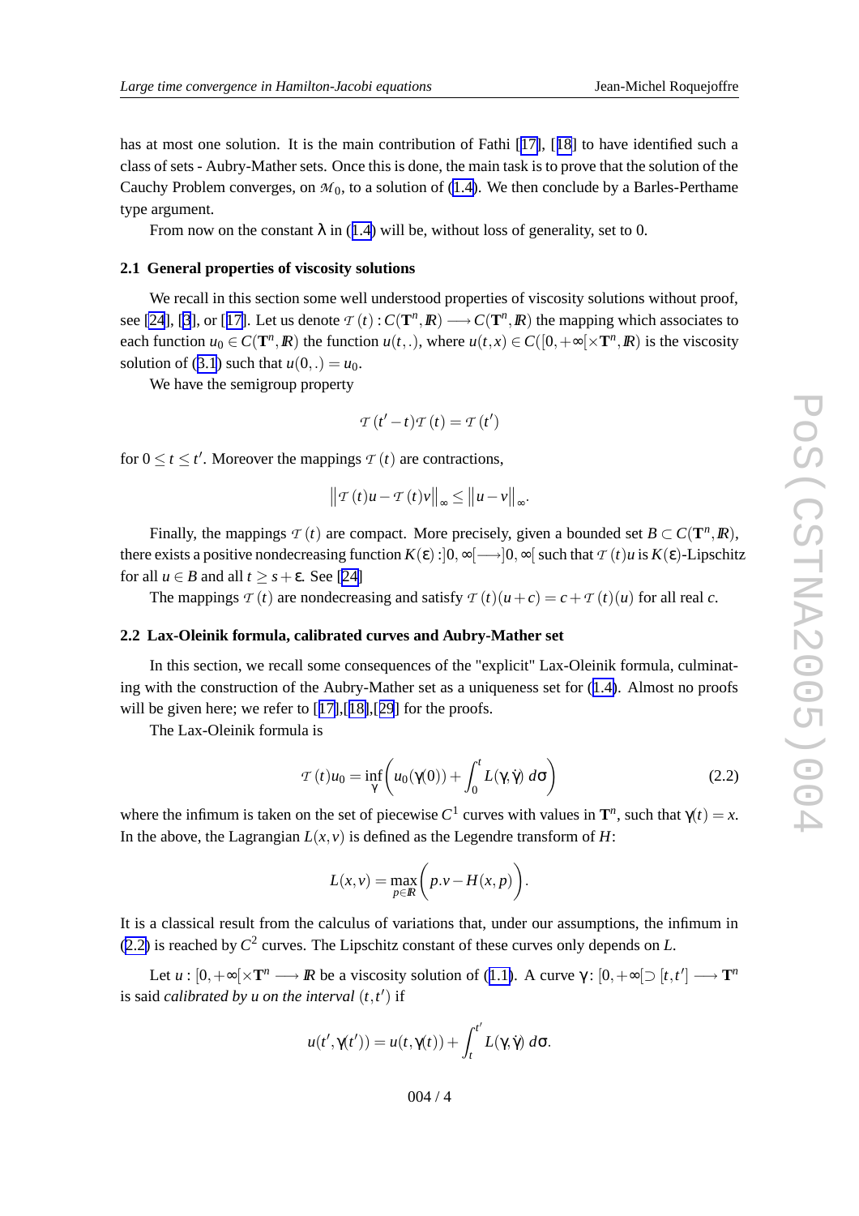has at most one solution. It is the main contribution of Fathi [17], [18] to have identified such a class of sets - Aubry-Mather sets. Once this is done, the main task is to prove that the solution of the Cauchy Problem converges, on $\mathcal{M}_0$, to a solution of (1.4). We then conclude by a Barles-Perthame type argument.

From now on the constant $\lambda$ in (1.4) will be, without loss of generality, set to 0.

### 2.1 General properties of viscosity solutions

We recall in this section some well understood properties of viscosity solutions without proof, see [24], [3], or [17]. Let us denote $\mathcal{T}(t) : C(\mathbf{T}^n, \mathbb{R}) \longrightarrow C(\mathbf{T}^n, \mathbb{R})$ the mapping which associates to each function $u_0 \in C(\mathbf{T}^n, \mathbb{R})$ the function $u(t,.)$, where $u(t,x) \in C([0,+\infty[\times\mathbf{T}^n, \mathbb{R})$ is the viscosity solution of (3.1) such that $u(0,.) = u_0$.

We have the semigroup property

$$\mathcal{T}(t'-t)\mathcal{T}(t) = \mathcal{T}(t')$$

for $0 \leq t \leq t'$. Moreover the mappings $\mathcal{T}(t)$ are contractions,

$$\left\|\mathcal{T}(t)u - \mathcal{T}(t)v\right\|_\infty \leq \left\|u-v\right\|_\infty.$$

Finally, the mappings $\mathcal{T}(t)$ are compact. More precisely, given a bounded set $B \subset C(\mathbf{T}^n, \mathbb{R})$, there exists a positive nondecreasing function $K(\varepsilon) : ]0,\infty[ \longrightarrow ]0,\infty[$ such that $\mathcal{T}(t)u$ is $K(\varepsilon)$-Lipschitz for all $u \in B$ and all $t \geq s+\varepsilon$. See [24]

The mappings $\mathcal{T}(t)$ are nondecreasing and satisfy $\mathcal{T}(t)(u+c) = c + \mathcal{T}(t)(u)$ for all real $c$.

### 2.2 Lax-Oleinik formula, calibrated curves and Aubry-Mather set

In this section, we recall some consequences of the "explicit" Lax-Oleinik formula, culminating with the construction of the Aubry-Mather set as a uniqueness set for (1.4). Almost no proofs will be given here; we refer to [17],[18],[29] for the proofs.

The Lax-Oleinik formula is

$$\mathcal{T}(t)u_0 = \inf_\gamma \left( u_0(\gamma(0)) + \int_0^t L(\gamma,\dot\gamma)\, d\sigma \right) \tag{2.2}$$

where the infimum is taken on the set of piecewise $C^1$ curves with values in $\mathbf{T}^n$, such that $\gamma(t) = x$. In the above, the Lagrangian $L(x,v)$ is defined as the Legendre transform of $H$:

$$L(x,v) = \max_{p\in\mathbb{R}} \left( p.v - H(x,p) \right).$$

It is a classical result from the calculus of variations that, under our assumptions, the infimum in (2.2) is reached by $C^2$ curves. The Lipschitz constant of these curves only depends on $L$.

Let $u : [0,+\infty[\times\mathbf{T}^n \longrightarrow \mathbb{R}$ be a viscosity solution of (1.1). A curve $\gamma$: $[0,+\infty[\supset [t,t'] \longrightarrow \mathbf{T}^n$ is said *calibrated by u on the interval* $(t,t')$ if

$$u(t',\gamma(t')) = u(t,\gamma(t)) + \int_t^{t'} L(\gamma,\dot\gamma)\, d\sigma.$$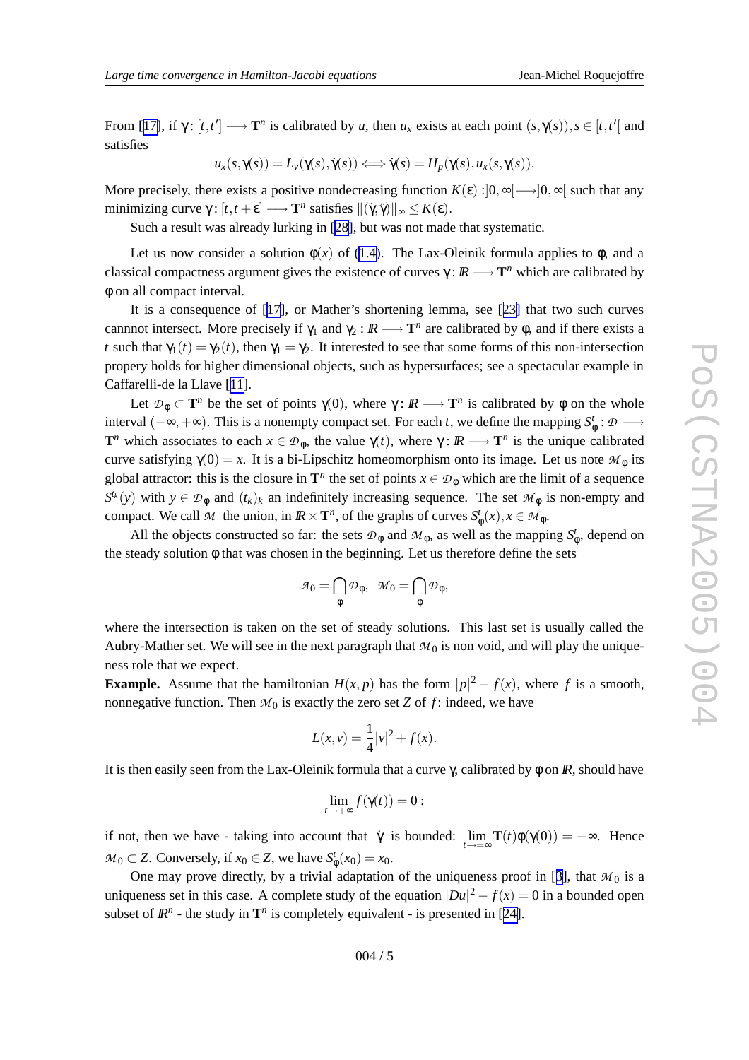From [17], if $\gamma : [t,t'] \longrightarrow \mathbf{T}^n$ is calibrated by $u$, then $u_x$ exists at each point $(s,\gamma(s)), s \in [t,t'[$ and satisfies

$$u_x(s,\gamma(s)) = L_v(\gamma(s),\dot\gamma(s)) \Longleftrightarrow \dot\gamma(s) = H_p(\gamma(s),u_x(s,\gamma(s))).$$

More precisely, there exists a positive nondecreasing function $K(\varepsilon) : ]0,\infty[ \longrightarrow ]0,\infty[$ such that any minimizing curve $\gamma : [t,t+\varepsilon] \longrightarrow \mathbf{T}^n$ satisfies $\|(\dot\gamma,\ddot\gamma)\|_\infty \le K(\varepsilon)$.

Such a result was already lurking in [28], but was not made that systematic.

Let us now consider a solution $\phi(x)$ of (1.4). The Lax-Oleinik formula applies to $\phi$, and a classical compactness argument gives the existence of curves $\gamma : \mathbb{R} \longrightarrow \mathbf{T}^n$ which are calibrated by $\phi$ on all compact interval.

It is a consequence of [17], or Mather's shortening lemma, see [23] that two such curves cannnot intersect. More precisely if $\gamma_1$ and $\gamma_2 : \mathbb{R} \longrightarrow \mathbf{T}^n$ are calibrated by $\phi$, and if there exists a $t$ such that $\gamma_1(t) = \gamma_2(t)$, then $\gamma_1 = \gamma_2$. It interested to see that some forms of this non-intersection propery holds for higher dimensional objects, such as hypersurfaces; see a spectacular example in Caffarelli-de la Llave [11].

Let $\mathcal{D}_\phi \subset \mathbf{T}^n$ be the set of points $\gamma(0)$, where $\gamma : \mathbb{R} \longrightarrow \mathbf{T}^n$ is calibrated by $\phi$ on the whole interval $(-\infty,+\infty)$. This is a nonempty compact set. For each $t$, we define the mapping $S^t_\phi : \mathcal{D} \longrightarrow \mathbf{T}^n$ which associates to each $x \in \mathcal{D}_\phi$, the value $\gamma(t)$, where $\gamma : \mathbb{R} \longrightarrow \mathbf{T}^n$ is the unique calibrated curve satisfying $\gamma(0) = x$. It is a bi-Lipschitz homeomorphism onto its image. Let us note $\mathcal{M}_\phi$ its global attractor: this is the closure in $\mathbf{T}^n$ the set of points $x \in \mathcal{D}_\phi$ which are the limit of a sequence $S^{t_k}(y)$ with $y \in \mathcal{D}_\phi$ and $(t_k)_k$ an indefinitely increasing sequence. The set $\mathcal{M}_\phi$ is non-empty and compact. We call $\mathcal{M}$ the union, in $\mathbb{R}\times\mathbf{T}^n$, of the graphs of curves $S^t_\phi(x), x \in \mathcal{M}_\phi$.

All the objects constructed so far: the sets $\mathcal{D}_\phi$ and $\mathcal{M}_\phi$, as well as the mapping $S^t_\phi$, depend on the steady solution $\phi$ that was chosen in the beginning. Let us therefore define the sets

$$\mathcal{A}_0 = \bigcap_\phi \mathcal{D}_\phi, \quad \mathcal{M}_0 = \bigcap_\phi \mathcal{D}_\phi,$$

where the intersection is taken on the set of steady solutions. This last set is usually called the Aubry-Mather set. We will see in the next paragraph that $\mathcal{M}_0$ is non void, and will play the uniqueness role that we expect.

**Example.** Assume that the hamiltonian $H(x,p)$ has the form $|p|^2 - f(x)$, where $f$ is a smooth, nonnegative function. Then $\mathcal{M}_0$ is exactly the zero set $Z$ of $f$: indeed, we have

$$L(x,v) = \frac{1}{4}|v|^2 + f(x).$$

It is then easily seen from the Lax-Oleinik formula that a curve $\gamma$, calibrated by $\phi$ on $\mathbb{R}$, should have

$$\lim_{t\to+\infty} f(\gamma(t)) = 0:$$

if not, then we have - taking into account that $|\dot\gamma|$ is bounded: $\lim_{t\to=\infty} \mathbf{T}(t)\phi(\gamma(0)) = +\infty$. Hence $\mathcal{M}_0 \subset Z$. Conversely, if $x_0 \in Z$, we have $S^t_\phi(x_0) = x_0$.

One may prove directly, by a trivial adaptation of the uniqueness proof in [3], that $\mathcal{M}_0$ is a uniqueness set in this case. A complete study of the equation $|Du|^2 - f(x) = 0$ in a bounded open subset of $\mathbb{R}^n$ - the study in $\mathbf{T}^n$ is completely equivalent - is presented in [24].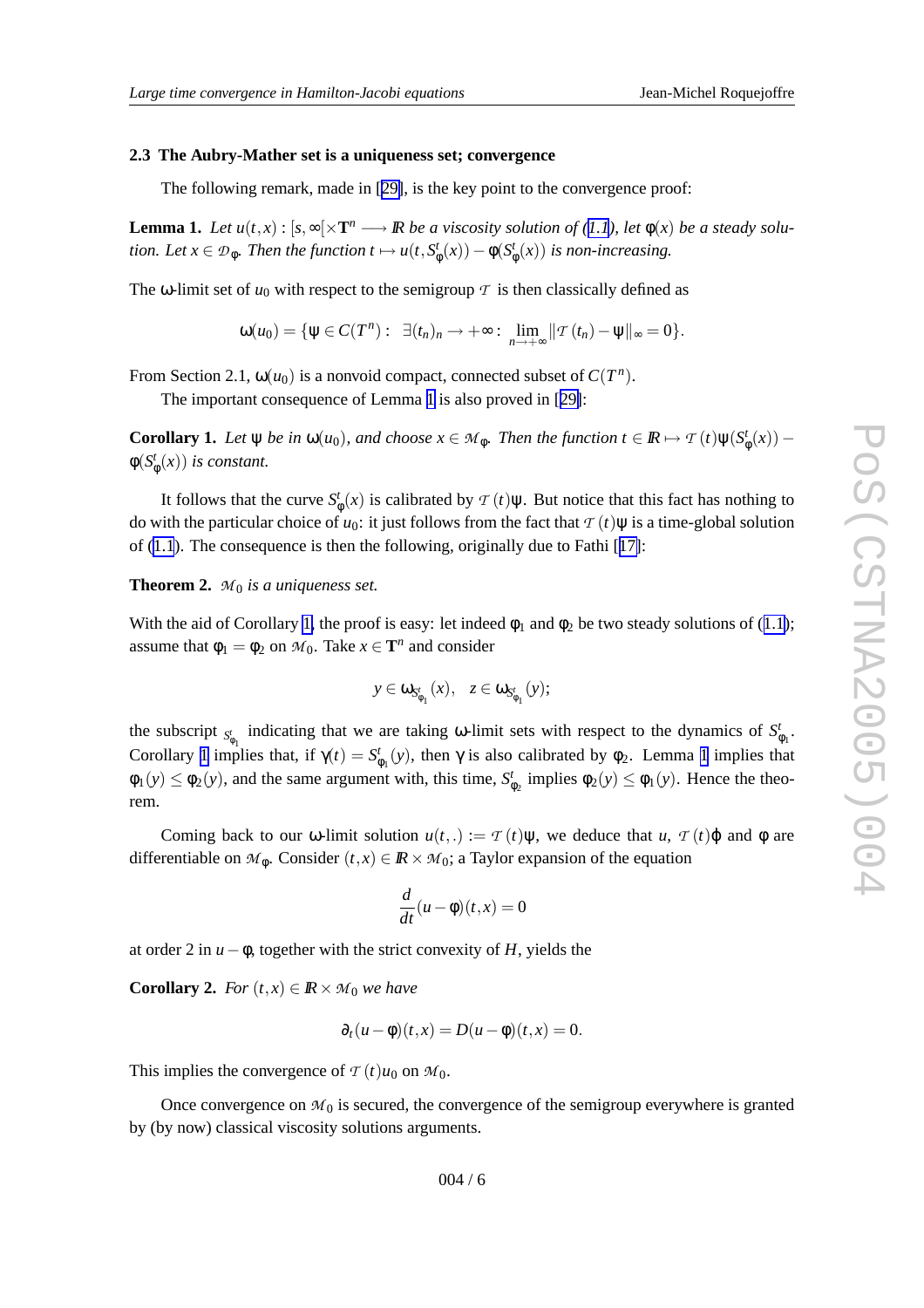### 2.3 The Aubry-Mather set is a uniqueness set; convergence

The following remark, made in [29], is the key point to the convergence proof:

**Lemma 1.** *Let $u(t,x) : [s,\infty[\times \mathbf{T}^n \longrightarrow \mathbb{R}$ be a viscosity solution of (1.1), let $\phi(x)$ be a steady solution. Let $x \in \mathcal{D}_\phi$. Then the function $t \mapsto u(t, S^t_\phi(x)) - \phi(S^t_\phi(x))$ is non-increasing.*

The $\omega$-limit set of $u_0$ with respect to the semigroup $\mathcal{T}$ is then classically defined as

$$\omega(u_0) = \{\psi \in C(T^n) : \ \exists (t_n)_n \to +\infty : \lim_{n\to+\infty} \|\mathcal{T}(t_n) - \psi\|_\infty = 0\}.$$

From Section 2.1, $\omega(u_0)$ is a nonvoid compact, connected subset of $C(T^n)$.

The important consequence of Lemma 1 is also proved in [29]:

**Corollary 1.** *Let $\psi$ be in $\omega(u_0)$, and choose $x \in \mathcal{M}_\phi$. Then the function $t \in \mathbb{R} \mapsto \mathcal{T}(t)\psi(S^t_\phi(x)) - \phi(S^t_\phi(x))$ is constant.*

It follows that the curve $S^t_\phi(x)$ is calibrated by $\mathcal{T}(t)\psi$. But notice that this fact has nothing to do with the particular choice of $u_0$: it just follows from the fact that $\mathcal{T}(t)\psi$ is a time-global solution of (1.1). The consequence is then the following, originally due to Fathi [17]:

**Theorem 2.** *$\mathcal{M}_0$ is a uniqueness set.*

With the aid of Corollary 1, the proof is easy: let indeed $\phi_1$ and $\phi_2$ be two steady solutions of (1.1); assume that $\phi_1 = \phi_2$ on $\mathcal{M}_0$. Take $x \in \mathbf{T}^n$ and consider

$$y \in \omega_{S^t_{\phi_1}}(x), \quad z \in \omega_{S^t_{\phi_1}}(y);$$

the subscript $_{S^t_{\phi_1}}$ indicating that we are taking $\omega$-limit sets with respect to the dynamics of $S^t_{\phi_1}$. Corollary 1 implies that, if $\gamma(t) = S^t_{\phi_1}(y)$, then $\gamma$ is also calibrated by $\phi_2$. Lemma 1 implies that $\phi_1(y) \leq \phi_2(y)$, and the same argument with, this time, $S^t_{\phi_2}$ implies $\phi_2(y) \leq \phi_1(y)$. Hence the theorem.

Coming back to our $\omega$-limit solution $u(t,.) := \mathcal{T}(t)\psi$, we deduce that $u$, $\mathcal{T}(t)\varphi$ and $\phi$ are differentiable on $\mathcal{M}_\phi$. Consider $(t,x) \in \mathbb{R} \times \mathcal{M}_0$; a Taylor expansion of the equation

$$\frac{d}{dt}(u - \phi)(t,x) = 0$$

at order 2 in $u - \phi$, together with the strict convexity of $H$, yields the

**Corollary 2.** *For $(t,x) \in \mathbb{R} \times \mathcal{M}_0$ we have*

$$\partial_t(u - \phi)(t,x) = D(u - \phi)(t,x) = 0.$$

This implies the convergence of $\mathcal{T}(t)u_0$ on $\mathcal{M}_0$.

Once convergence on $\mathcal{M}_0$ is secured, the convergence of the semigroup everywhere is granted by (by now) classical viscosity solutions arguments.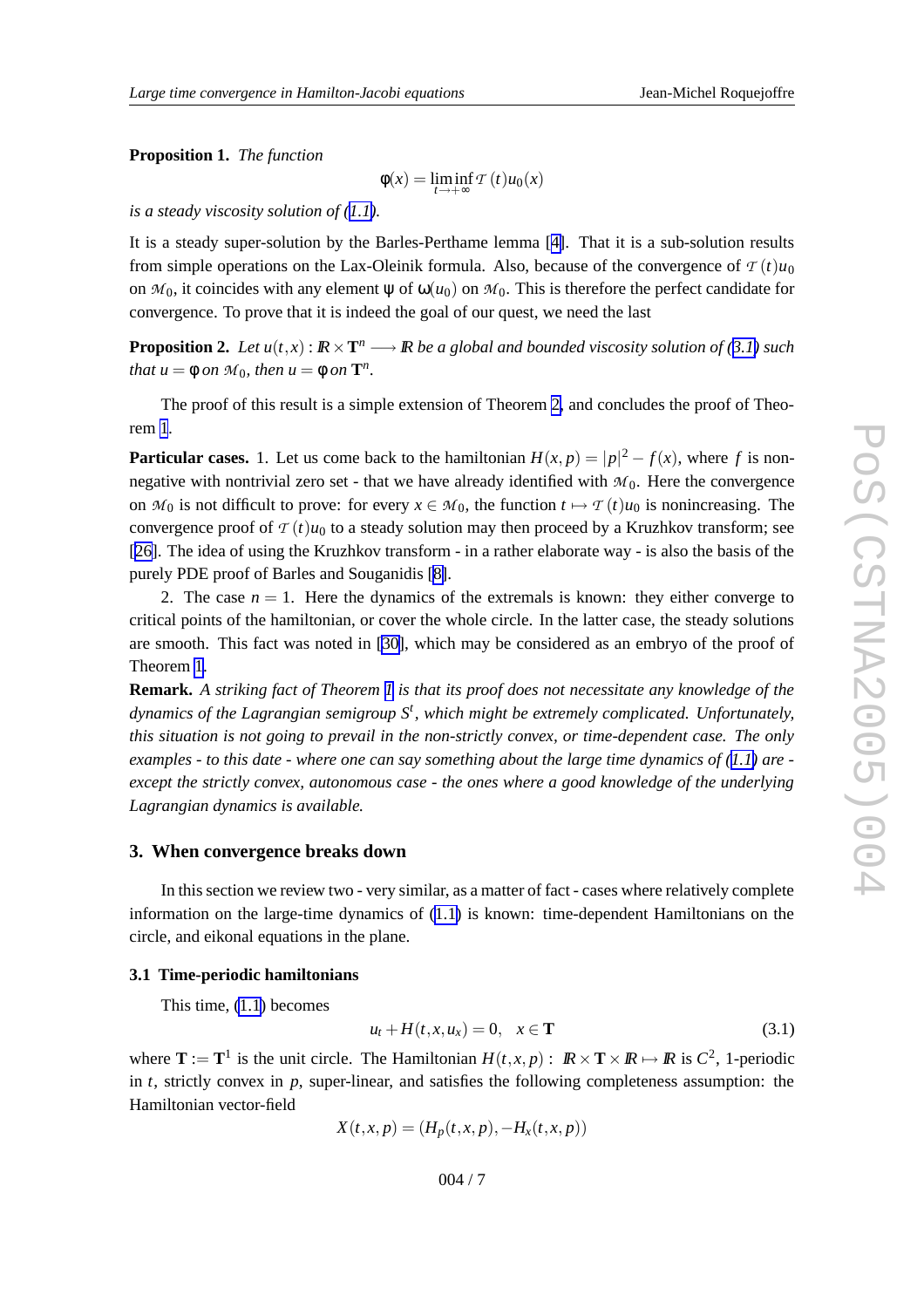**Proposition 1.** *The function*

$$\phi(x) = \liminf_{t\to+\infty} \mathcal{T}(t)u_0(x)$$

*is a steady viscosity solution of (1.1).*

It is a steady super-solution by the Barles-Perthame lemma [4]. That it is a sub-solution results from simple operations on the Lax-Oleinik formula. Also, because of the convergence of $\mathcal{T}(t)u_0$ on $\mathcal{M}_0$, it coincides with any element $\psi$ of $\omega(u_0)$ on $\mathcal{M}_0$. This is therefore the perfect candidate for convergence. To prove that it is indeed the goal of our quest, we need the last

**Proposition 2.** *Let $u(t,x) : \mathbb{R}\times\mathbf{T}^n \longrightarrow \mathbb{R}$ be a global and bounded viscosity solution of (3.1) such that $u = \phi$ on $\mathcal{M}_0$, then $u = \phi$ on $\mathbf{T}^n$.*

The proof of this result is a simple extension of Theorem 2, and concludes the proof of Theorem 1.

**Particular cases.** 1. Let us come back to the hamiltonian $H(x,p) = |p|^2 - f(x)$, where $f$ is nonnegative with nontrivial zero set - that we have already identified with $\mathcal{M}_0$. Here the convergence on $\mathcal{M}_0$ is not difficult to prove: for every $x\in\mathcal{M}_0$, the function $t\mapsto\mathcal{T}(t)u_0$ is nonincreasing. The convergence proof of $\mathcal{T}(t)u_0$ to a steady solution may then proceed by a Kruzhkov transform; see [26]. The idea of using the Kruzhkov transform - in a rather elaborate way - is also the basis of the purely PDE proof of Barles and Souganidis [8].

2. The case $n = 1$. Here the dynamics of the extremals is known: they either converge to critical points of the hamiltonian, or cover the whole circle. In the latter case, the steady solutions are smooth. This fact was noted in [30], which may be considered as an embryo of the proof of Theorem 1.

**Remark.** *A striking fact of Theorem 1 is that its proof does not necessitate any knowledge of the dynamics of the Lagrangian semigroup $S^t$, which might be extremely complicated. Unfortunately, this situation is not going to prevail in the non-strictly convex, or time-dependent case. The only examples - to this date - where one can say something about the large time dynamics of (1.1) are - except the strictly convex, autonomous case - the ones where a good knowledge of the underlying Lagrangian dynamics is available.*

## 3. When convergence breaks down

In this section we review two - very similar, as a matter of fact - cases where relatively complete information on the large-time dynamics of (1.1) is known: time-dependent Hamiltonians on the circle, and eikonal equations in the plane.

### 3.1 Time-periodic hamiltonians

This time, (1.1) becomes

$$u_t + H(t,x,u_x) = 0, \quad x\in\mathbf{T} \tag{3.1}$$

where $\mathbf{T} := \mathbf{T}^1$ is the unit circle. The Hamiltonian $H(t,x,p) : \mathbb{R}\times\mathbf{T}\times\mathbb{R}\mapsto\mathbb{R}$ is $C^2$, 1-periodic in $t$, strictly convex in $p$, super-linear, and satisfies the following completeness assumption: the Hamiltonian vector-field

$$X(t,x,p) = (H_p(t,x,p), -H_x(t,x,p))$$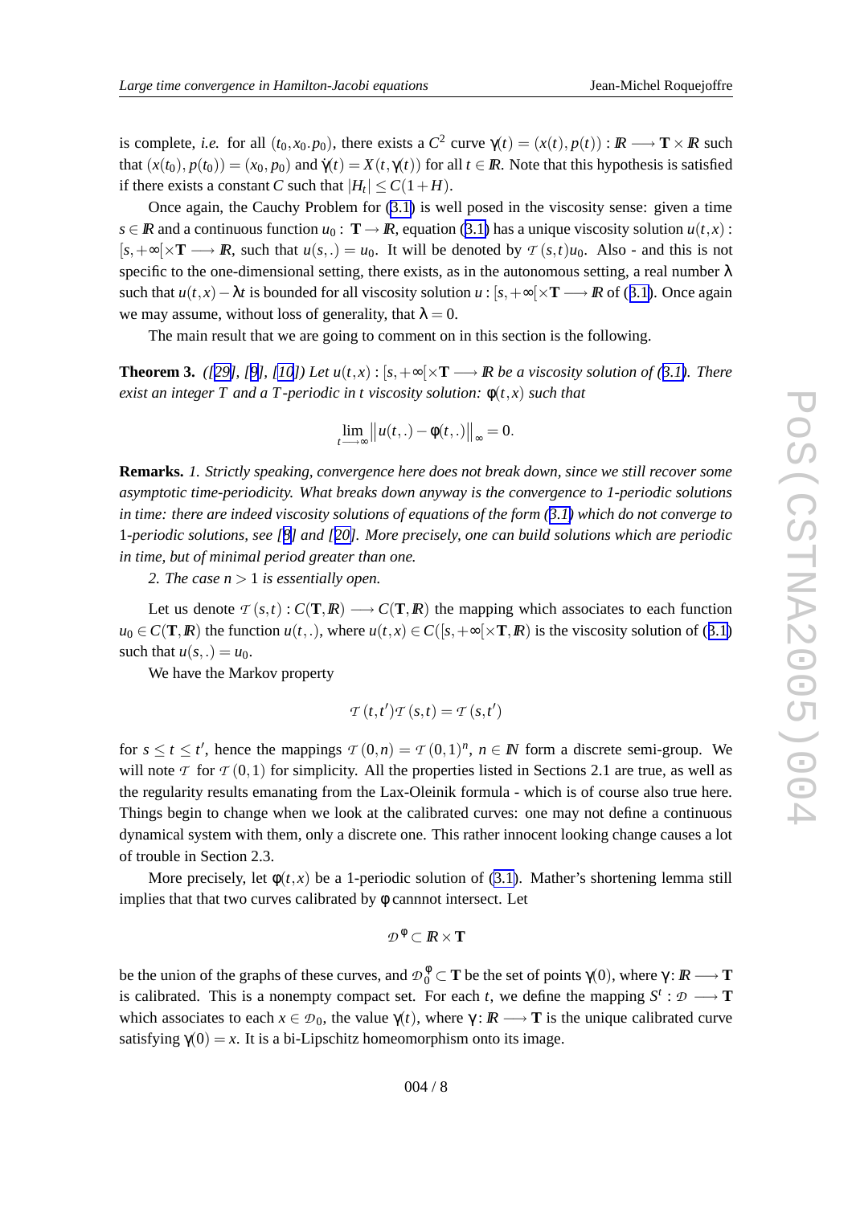is complete, *i.e.* for all $(t_0,x_0.p_0)$, there exists a $C^2$ curve $\gamma(t)=(x(t),p(t)):\mathbb{R}\longrightarrow\mathbf{T}\times\mathbb{R}$ such that $(x(t_0),p(t_0))=(x_0,p_0)$ and $\dot\gamma(t)=X(t,\gamma(t))$ for all $t\in\mathbb{R}$. Note that this hypothesis is satisfied if there exists a constant $C$ such that $|H_t|\leq C(1+H)$.

Once again, the Cauchy Problem for (3.1) is well posed in the viscosity sense: given a time $s\in\mathbb{R}$ and a continuous function $u_0:\mathbf{T}\to\mathbb{R}$, equation (3.1) has a unique viscosity solution $u(t,x):[s,+\infty[\times\mathbf{T}\longrightarrow\mathbb{R}$, such that $u(s,.)=u_0$. It will be denoted by $\mathcal{T}(s,t)u_0$. Also - and this is not specific to the one-dimensional setting, there exists, as in the autonomous setting, a real number $\lambda$ such that $u(t,x)-\lambda t$ is bounded for all viscosity solution $u:[s,+\infty[\times\mathbf{T}\longrightarrow\mathbb{R}$ of (3.1). Once again we may assume, without loss of generality, that $\lambda=0$.

The main result that we are going to comment on in this section is the following.

**Theorem 3.** *([29], [9], [10]) Let $u(t,x):[s,+\infty[\times\mathbf{T}\longrightarrow\mathbb{R}$ be a viscosity solution of (3.1). There exist an integer $T$ and a $T$-periodic in $t$ viscosity solution: $\phi(t,x)$ such that*

$$\lim_{t\longrightarrow\infty}\left\|u(t,.)-\phi(t,.)\right\|_\infty=0.$$

**Remarks.** *1. Strictly speaking, convergence here does not break down, since we still recover some asymptotic time-periodicity. What breaks down anyway is the convergence to 1-periodic solutions in time: there are indeed viscosity solutions of equations of the form (3.1) which do not converge to 1-periodic solutions, see [8] and [20]. More precisely, one can build solutions which are periodic in time, but of minimal period greater than one.*

*2. The case $n>1$ is essentially open.*

Let us denote $\mathcal{T}(s,t):C(\mathbf{T},\mathbb{R})\longrightarrow C(\mathbf{T},\mathbb{R})$ the mapping which associates to each function $u_0\in C(\mathbf{T},\mathbb{R})$ the function $u(t,.)$, where $u(t,x)\in C([s,+\infty[\times\mathbf{T},\mathbb{R})$ is the viscosity solution of (3.1) such that $u(s,.)=u_0$.

We have the Markov property

$$\mathcal{T}(t,t')\mathcal{T}(s,t)=\mathcal{T}(s,t')$$

for $s\leq t\leq t'$, hence the mappings $\mathcal{T}(0,n)=\mathcal{T}(0,1)^n$, $n\in\mathbb{N}$ form a discrete semi-group. We will note $\mathcal{T}$ for $\mathcal{T}(0,1)$ for simplicity. All the properties listed in Sections 2.1 are true, as well as the regularity results emanating from the Lax-Oleinik formula - which is of course also true here. Things begin to change when we look at the calibrated curves: one may not define a continuous dynamical system with them, only a discrete one. This rather innocent looking change causes a lot of trouble in Section 2.3.

More precisely, let $\phi(t,x)$ be a 1-periodic solution of (3.1). Mather's shortening lemma still implies that that two curves calibrated by $\phi$ cannnot intersect. Let

$$\mathcal{D}^\phi\subset\mathbb{R}\times\mathbf{T}$$

be the union of the graphs of these curves, and $\mathcal{D}_0^\phi\subset\mathbf{T}$ be the set of points $\gamma(0)$, where $\gamma:\mathbb{R}\longrightarrow\mathbf{T}$ is calibrated. This is a nonempty compact set. For each $t$, we define the mapping $S^t:\mathcal{D}\longrightarrow\mathbf{T}$ which associates to each $x\in\mathcal{D}_0$, the value $\gamma(t)$, where $\gamma:\mathbb{R}\longrightarrow\mathbf{T}$ is the unique calibrated curve satisfying $\gamma(0)=x$. It is a bi-Lipschitz homeomorphism onto its image.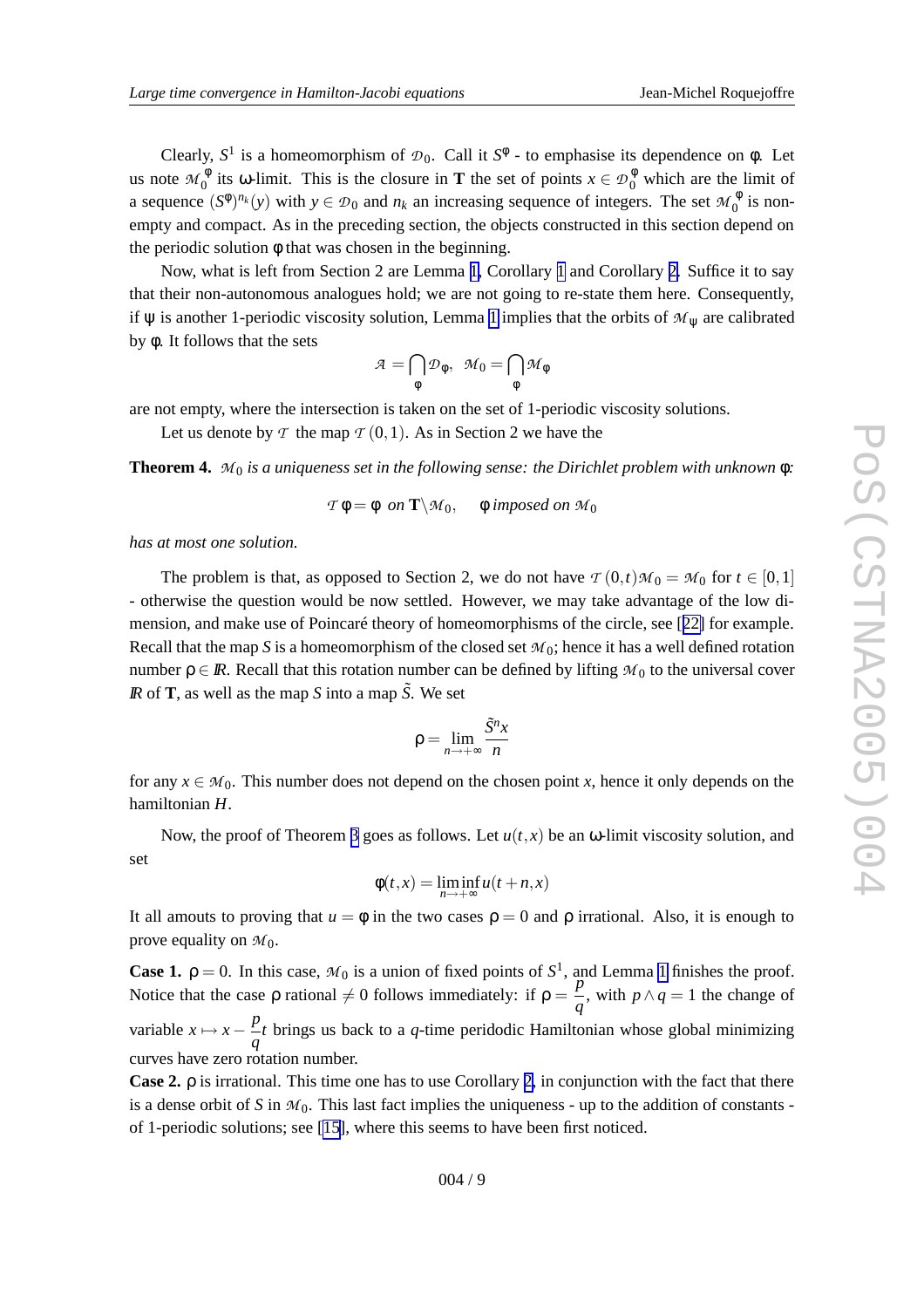Clearly, $S^1$ is a homeomorphism of $\mathcal{D}_0$. Call it $S^\varphi$ - to emphasise its dependence on $\varphi$. Let us note $\mathcal{M}_0^\varphi$ its $\omega$-limit. This is the closure in $\mathbf{T}$ the set of points $x \in \mathcal{D}_0^\varphi$ which are the limit of a sequence $(S^\varphi)^{n_k}(y)$ with $y \in \mathcal{D}_0$ and $n_k$ an increasing sequence of integers. The set $\mathcal{M}_0^\varphi$ is non-empty and compact. As in the preceding section, the objects constructed in this section depend on the periodic solution $\varphi$ that was chosen in the beginning.

Now, what is left from Section 2 are Lemma 1, Corollary 1 and Corollary 2. Suffice it to say that their non-autonomous analogues hold; we are not going to re-state them here. Consequently, if $\psi$ is another 1-periodic viscosity solution, Lemma 1 implies that the orbits of $\mathcal{M}_\psi$ are calibrated by $\varphi$. It follows that the sets

$$\mathcal{A} = \bigcap_\varphi \mathcal{D}_\varphi, \quad \mathcal{M}_0 = \bigcap_\varphi \mathcal{M}_\varphi$$

are not empty, where the intersection is taken on the set of 1-periodic viscosity solutions.

Let us denote by $\mathcal{T}$ the map $\mathcal{T}(0,1)$. As in Section 2 we have the

**Theorem 4.** *$\mathcal{M}_0$ is a uniqueness set in the following sense: the Dirichlet problem with unknown $\varphi$:*

$$\mathcal{T}\varphi = \varphi \ \text{ on } \mathbf{T}\backslash\mathcal{M}_0, \qquad \varphi \text{ imposed on } \mathcal{M}_0$$

*has at most one solution.*

The problem is that, as opposed to Section 2, we do not have $\mathcal{T}(0,t)\mathcal{M}_0 = \mathcal{M}_0$ for $t \in [0,1]$ - otherwise the question would be now settled. However, we may take advantage of the low dimension, and make use of Poincaré theory of homeomorphisms of the circle, see [22] for example. Recall that the map $S$ is a homeomorphism of the closed set $\mathcal{M}_0$; hence it has a well defined rotation number $\rho \in \mathbb{R}$. Recall that this rotation number can be defined by lifting $\mathcal{M}_0$ to the universal cover $\mathbb{R}$ of $\mathbf{T}$, as well as the map $S$ into a map $\tilde{S}$. We set

$$\rho = \lim_{n\to+\infty} \frac{\tilde{S}^n x}{n}$$

for any $x \in \mathcal{M}_0$. This number does not depend on the chosen point $x$, hence it only depends on the hamiltonian $H$.

Now, the proof of Theorem 3 goes as follows. Let $u(t,x)$ be an $\omega$-limit viscosity solution, and set

$$\varphi(t,x) = \liminf_{n\to+\infty} u(t+n,x)$$

It all amounts to proving that $u = \varphi$ in the two cases $\rho = 0$ and $\rho$ irrational. Also, it is enough to prove equality on $\mathcal{M}_0$.

**Case 1.** $\rho = 0$. In this case, $\mathcal{M}_0$ is a union of fixed points of $S^1$, and Lemma 1 finishes the proof. Notice that the case $\rho$ rational $\neq 0$ follows immediately: if $\rho = \dfrac{p}{q}$, with $p \wedge q = 1$ the change of variable $x \mapsto x - \dfrac{p}{q}t$ brings us back to a $q$-time peridodic Hamiltonian whose global minimizing curves have zero rotation number.

**Case 2.** $\rho$ is irrational. This time one has to use Corollary 2, in conjunction with the fact that there is a dense orbit of $S$ in $\mathcal{M}_0$. This last fact implies the uniqueness - up to the addition of constants - of 1-periodic solutions; see [15], where this seems to have been first noticed.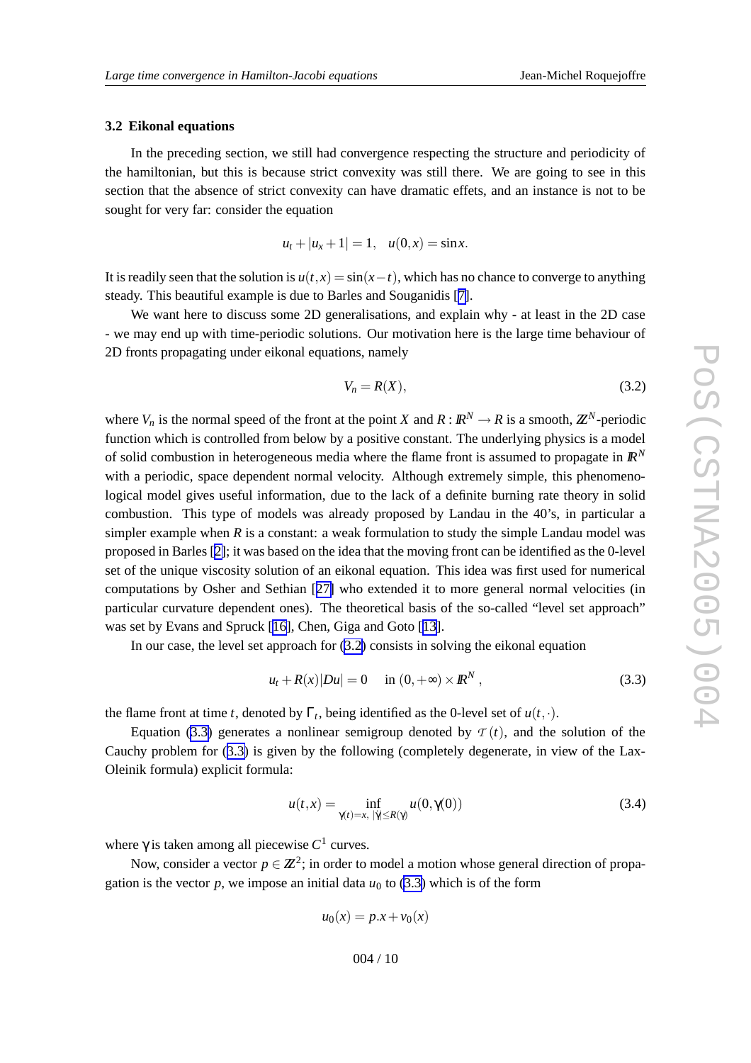### 3.2 Eikonal equations

In the preceding section, we still had convergence respecting the structure and periodicity of the hamiltonian, but this is because strict convexity was still there. We are going to see in this section that the absence of strict convexity can have dramatic effets, and an instance is not to be sought for very far: consider the equation

$$u_t + |u_x + 1| = 1, \quad u(0,x) = \sin x.$$

It is readily seen that the solution is $u(t,x) = \sin(x-t)$, which has no chance to converge to anything steady. This beautiful example is due to Barles and Souganidis [7].

We want here to discuss some 2D generalisations, and explain why - at least in the 2D case - we may end up with time-periodic solutions. Our motivation here is the large time behaviour of 2D fronts propagating under eikonal equations, namely

$$V_n = R(X), \tag{3.2}$$

where $V_n$ is the normal speed of the front at the point $X$ and $R : \mathbb{R}^N \to R$ is a smooth, $\mathbb{Z}^N$-periodic function which is controlled from below by a positive constant. The underlying physics is a model of solid combustion in heterogeneous media where the flame front is assumed to propagate in $\mathbb{R}^N$ with a periodic, space dependent normal velocity. Although extremely simple, this phenomenological model gives useful information, due to the lack of a definite burning rate theory in solid combustion. This type of models was already proposed by Landau in the 40's, in particular a simpler example when $R$ is a constant: a weak formulation to study the simple Landau model was proposed in Barles [2]; it was based on the idea that the moving front can be identified as the 0-level set of the unique viscosity solution of an eikonal equation. This idea was first used for numerical computations by Osher and Sethian [27] who extended it to more general normal velocities (in particular curvature dependent ones). The theoretical basis of the so-called "level set approach" was set by Evans and Spruck [16], Chen, Giga and Goto [13].

In our case, the level set approach for (3.2) consists in solving the eikonal equation

$$u_t + R(x)|Du| = 0 \quad \text{ in } (0,+\infty) \times \mathbb{R}^N , \tag{3.3}$$

the flame front at time $t$, denoted by $\Gamma_t$, being identified as the 0-level set of $u(t,\cdot)$.

Equation (3.3) generates a nonlinear semigroup denoted by $\mathcal{T}(t)$, and the solution of the Cauchy problem for (3.3) is given by the following (completely degenerate, in view of the Lax-Oleinik formula) explicit formula:

$$u(t,x) = \inf_{\gamma(t)=x,\ |\dot\gamma| \le R(\gamma)} u(0,\gamma(0)) \tag{3.4}$$

where $\gamma$ is taken among all piecewise $C^1$ curves.

Now, consider a vector $p \in \mathbb{Z}^2$; in order to model a motion whose general direction of propagation is the vector $p$, we impose an initial data $u_0$ to (3.3) which is of the form

$$u_0(x) = p.x + v_0(x)$$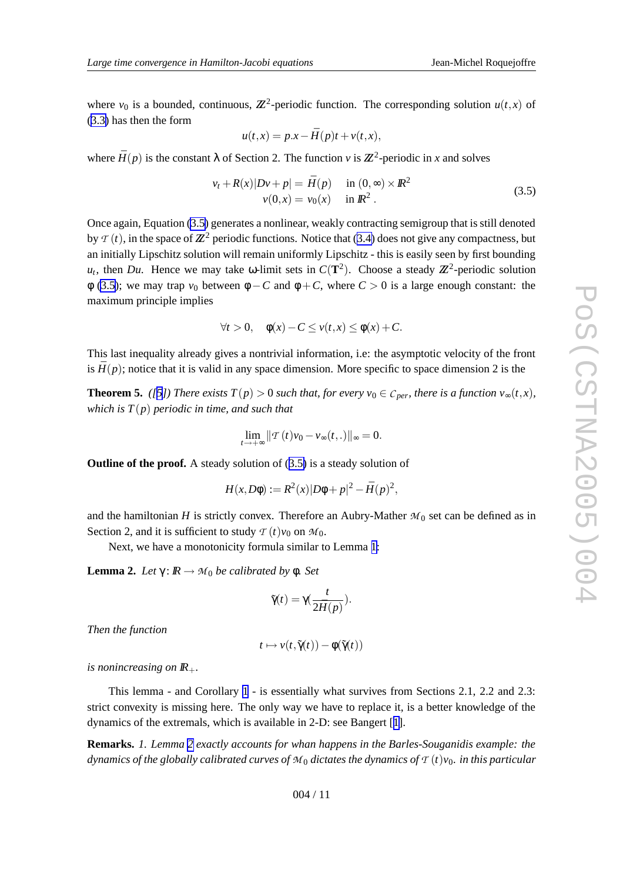where $v_0$ is a bounded, continuous, $\mathbb{Z}^2$-periodic function. The corresponding solution $u(t,x)$ of (3.3) has then the form

$$u(t,x) = p.x - \bar{H}(p)t + v(t,x),$$

where $\bar{H}(p)$ is the constant $\lambda$ of Section 2. The function $v$ is $\mathbb{Z}^2$-periodic in $x$ and solves

$$\begin{aligned} v_t + R(x)|Dv + p| &= \bar{H}(p) \quad \text{in } (0,\infty)\times\mathbb{R}^2 \\ v(0,x) &= v_0(x) \quad \text{in } \mathbb{R}^2\,. \end{aligned} \tag{3.5}$$

Once again, Equation (3.5) generates a nonlinear, weakly contracting semigroup that is still denoted by $\mathcal{T}(t)$, in the space of $\mathbb{Z}^2$ periodic functions. Notice that (3.4) does not give any compactness, but an initially Lipschitz solution will remain uniformly Lipschitz - this is easily seen by first bounding $u_t$, then $Du$. Hence we may take $\omega$-limit sets in $C(\mathbf{T}^2)$. Choose a steady $\mathbb{Z}^2$-periodic solution $\phi$ (3.5); we may trap $v_0$ between $\phi - C$ and $\phi + C$, where $C > 0$ is a large enough constant: the maximum principle implies

$$\forall t > 0, \quad \phi(x) - C \le v(t,x) \le \phi(x) + C.$$

This last inequality already gives a nontrivial information, i.e: the asymptotic velocity of the front is $\bar{H}(p)$; notice that it is valid in any space dimension. More specific to space dimension 2 is the

**Theorem 5.** *([5]) There exists $T(p) > 0$ such that, for every $v_0 \in \mathcal{C}_{per}$, there is a function $v_\infty(t,x)$, which is $T(p)$ periodic in time, and such that*

$$\lim_{t\to+\infty} \|\mathcal{T}(t)v_0 - v_\infty(t,.)\|_\infty = 0.$$

**Outline of the proof.** A steady solution of (3.5) is a steady solution of

$$H(x, D\phi) := R^2(x)|D\phi + p|^2 - \bar{H}(p)^2,$$

and the hamiltonian $H$ is strictly convex. Therefore an Aubry-Mather $\mathcal{M}_0$ set can be defined as in Section 2, and it is sufficient to study $\mathcal{T}(t)v_0$ on $\mathcal{M}_0$.

Next, we have a monotonicity formula similar to Lemma 1:

**Lemma 2.** *Let $\gamma : \mathbb{R} \to \mathcal{M}_0$ be calibrated by $\phi$. Set*

$$\tilde{\gamma}(t) = \gamma\Big(\frac{t}{2\bar{H}(p)}\Big).$$

*Then the function*

$$t \mapsto v(t, \tilde{\gamma}(t)) - \phi(\tilde{\gamma}(t))$$

*is nonincreasing on $\mathbb{R}_+$.*

This lemma - and Corollary 1 - is essentially what survives from Sections 2.1, 2.2 and 2.3: strict convexity is missing here. The only way we have to replace it, is a better knowledge of the dynamics of the extremals, which is available in 2-D: see Bangert [1].

**Remarks.** *1. Lemma 2 exactly accounts for whan happens in the Barles-Souganidis example: the dynamics of the globally calibrated curves of $\mathcal{M}_0$ dictates the dynamics of $\mathcal{T}(t)v_0$. in this particular*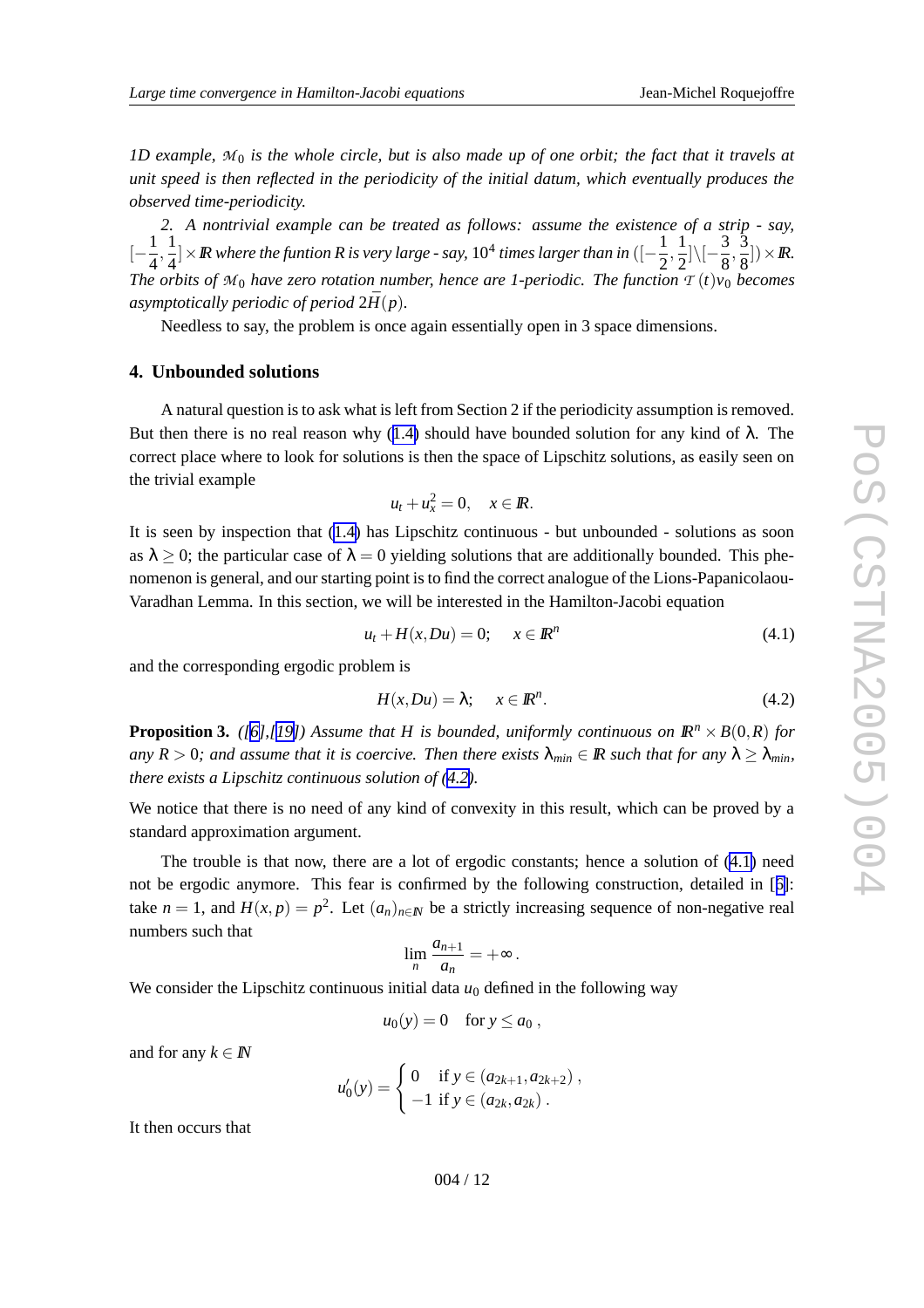*1D example, $\mathcal{M}_0$ is the whole circle, but is also made up of one orbit; the fact that it travels at unit speed is then reflected in the periodicity of the initial datum, which eventually produces the observed time-periodicity.*

*2. A nontrivial example can be treated as follows: assume the existence of a strip - say, $[-\frac{1}{4},\frac{1}{4}]\times\mathbb{R}$ where the funtion $R$ is very large - say, $10^4$ times larger than in $([-\frac{1}{2},\frac{1}{2}]\backslash[-\frac{3}{8},\frac{3}{8}])\times\mathbb{R}$. The orbits of $\mathcal{M}_0$ have zero rotation number, hence are 1-periodic. The function $\mathcal{T}(t)v_0$ becomes asymptotically periodic of period $2\bar{H}(p)$.*

Needless to say, the problem is once again essentially open in 3 space dimensions.

## 4. Unbounded solutions

A natural question is to ask what is left from Section 2 if the periodicity assumption is removed. But then there is no real reason why (1.4) should have bounded solution for any kind of $\lambda$. The correct place where to look for solutions is then the space of Lipschitz solutions, as easily seen on the trivial example

$$u_t + u_x^2 = 0, \quad x \in \mathbb{R}.$$

It is seen by inspection that (1.4) has Lipschitz continuous - but unbounded - solutions as soon as $\lambda \geq 0$; the particular case of $\lambda = 0$ yielding solutions that are additionally bounded. This phenomenon is general, and our starting point is to find the correct analogue of the Lions-Papanicolaou-Varadhan Lemma. In this section, we will be interested in the Hamilton-Jacobi equation

$$u_t + H(x, Du) = 0; \quad x \in \mathbb{R}^n \tag{4.1}$$

and the corresponding ergodic problem is

$$H(x, Du) = \lambda; \quad x \in \mathbb{R}^n. \tag{4.2}$$

**Proposition 3.** *([6],[19]) Assume that $H$ is bounded, uniformly continuous on $\mathbb{R}^n \times B(0,R)$ for any $R>0$; and assume that it is coercive. Then there exists $\lambda_{min} \in \mathbb{R}$ such that for any $\lambda \geq \lambda_{min}$, there exists a Lipschitz continuous solution of (4.2).*

We notice that there is no need of any kind of convexity in this result, which can be proved by a standard approximation argument.

The trouble is that now, there are a lot of ergodic constants; hence a solution of (4.1) need not be ergodic anymore. This fear is confirmed by the following construction, detailed in [5]: take $n = 1$, and $H(x, p) = p^2$. Let $(a_n)_{n\in\mathbb{N}}$ be a strictly increasing sequence of non-negative real numbers such that

$$\lim_n \frac{a_{n+1}}{a_n} = +\infty.$$

We consider the Lipschitz continuous initial data $u_0$ defined in the following way

$$u_0(y) = 0 \quad \text{for } y \leq a_0,$$

and for any $k \in \mathbb{N}$

$$u_0'(y) = \begin{cases} 0 & \text{if } y \in (a_{2k+1}, a_{2k+2}), \\ -1 & \text{if } y \in (a_{2k}, a_{2k}). \end{cases}$$

It then occurs that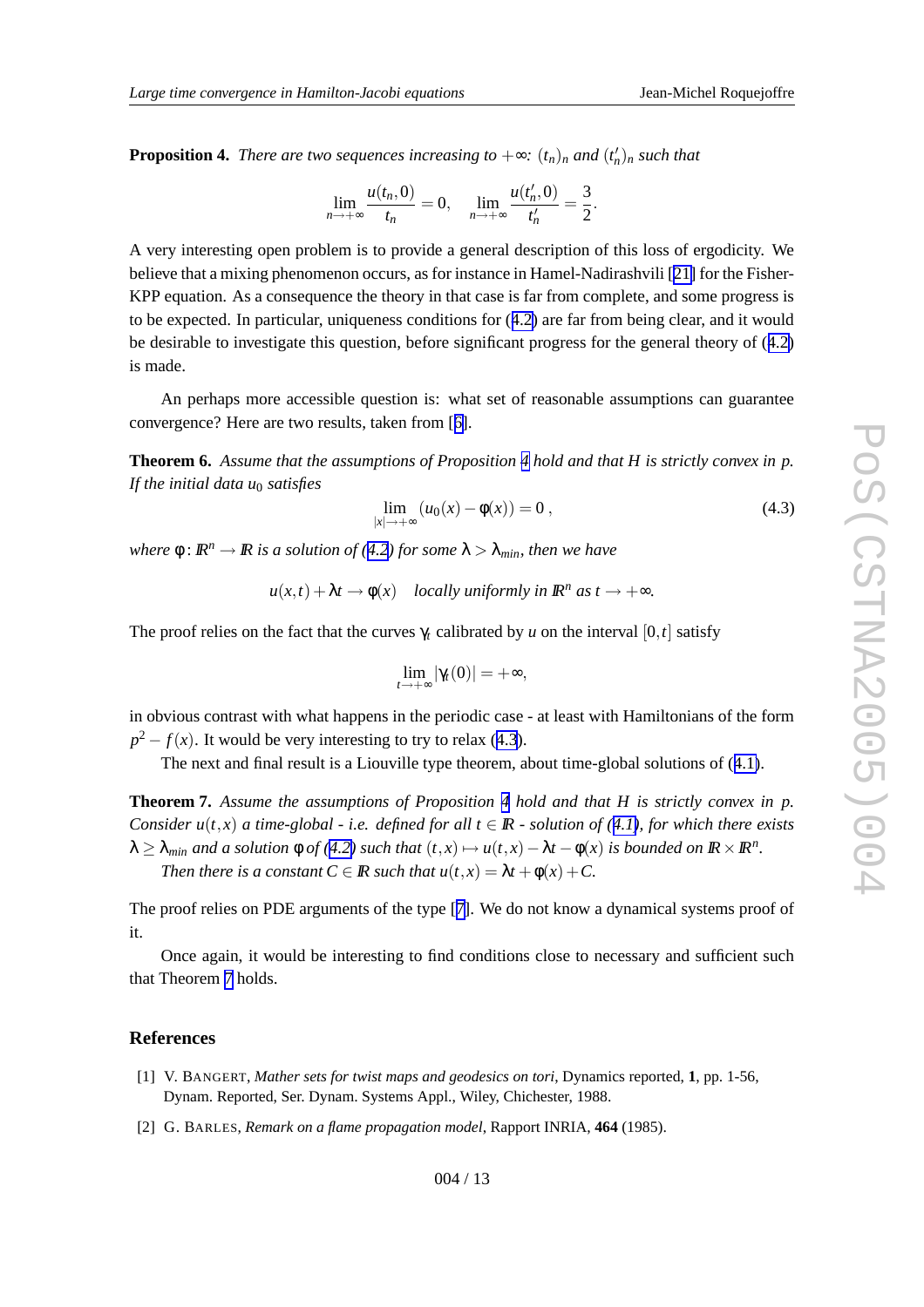**Proposition 4.** *There are two sequences increasing to* $+\infty$*:* $(t_n)_n$ *and* $(t'_n)_n$ *such that*

$$\lim_{n\to+\infty}\frac{u(t_n,0)}{t_n}=0,\quad \lim_{n\to+\infty}\frac{u(t'_n,0)}{t'_n}=\frac{3}{2}.$$

A very interesting open problem is to provide a general description of this loss of ergodicity. We believe that a mixing phenomenon occurs, as for instance in Hamel-Nadirashvili [21] for the Fisher-KPP equation. As a consequence the theory in that case is far from complete, and some progress is to be expected. In particular, uniqueness conditions for (4.2) are far from being clear, and it would be desirable to investigate this question, before significant progress for the general theory of (4.2) is made.

An perhaps more accessible question is: what set of reasonable assumptions can guarantee convergence? Here are two results, taken from [6].

**Theorem 6.** *Assume that the assumptions of Proposition 4 hold and that H is strictly convex in p. If the initial data* $u_0$ *satisfies*

$$\lim_{|x|\to+\infty}(u_0(x)-\phi(x))=0\,, \tag{4.3}$$

*where* $\phi:\mathbb{R}^n\to\mathbb{R}$ *is a solution of (4.2) for some* $\lambda>\lambda_{min}$*, then we have*

$$u(x,t)+\lambda t\to\phi(x)\quad \textit{locally uniformly in } \mathbb{R}^n \textit{ as } t\to+\infty.$$

The proof relies on the fact that the curves $\gamma_t$ calibrated by $u$ on the interval $[0,t]$ satisfy

$$\lim_{t\to+\infty}|\gamma_t(0)|=+\infty,$$

in obvious contrast with what happens in the periodic case - at least with Hamiltonians of the form $p^2-f(x)$. It would be very interesting to try to relax (4.3).

The next and final result is a Liouville type theorem, about time-global solutions of (4.1).

**Theorem 7.** *Assume the assumptions of Proposition 4 hold and that H is strictly convex in p. Consider* $u(t,x)$ *a time-global - i.e. defined for all* $t\in\mathbb{R}$ *- solution of (4.1), for which there exists* $\lambda\ge\lambda_{min}$ *and a solution* $\phi$ *of (4.2) such that* $(t,x)\mapsto u(t,x)-\lambda t-\phi(x)$ *is bounded on* $\mathbb{R}\times\mathbb{R}^n$*.*

*Then there is a constant* $C\in\mathbb{R}$ *such that* $u(t,x)=\lambda t+\phi(x)+C$*.*

The proof relies on PDE arguments of the type [7]. We do not know a dynamical systems proof of it.

Once again, it would be interesting to find conditions close to necessary and sufficient such that Theorem 7 holds.

## References

[1] V. Bangert, *Mather sets for twist maps and geodesics on tori*, Dynamics reported, **1**, pp. 1-56, Dynam. Reported, Ser. Dynam. Systems Appl., Wiley, Chichester, 1988.

[2] G. Barles, *Remark on a flame propagation model*, Rapport INRIA, **464** (1985).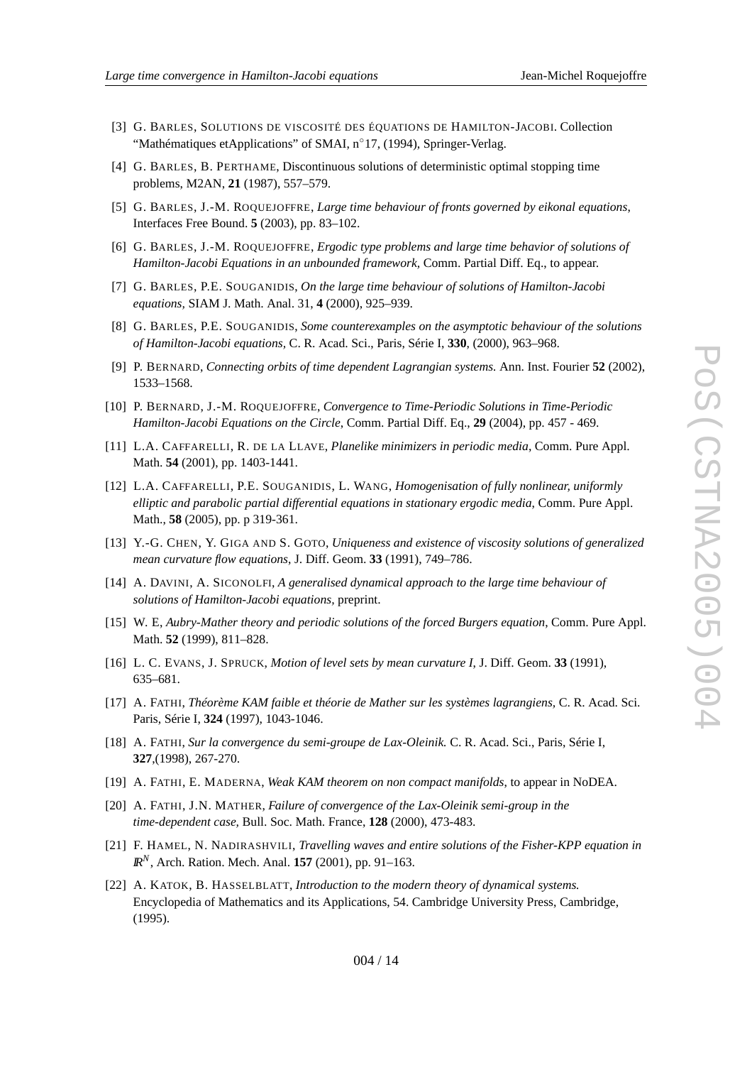[3] G. BARLES, SOLUTIONS DE VISCOSITÉ DES ÉQUATIONS DE HAMILTON-JACOBI. Collection "Mathématiques etApplications" of SMAI, n°17, (1994), Springer-Verlag.

[4] G. BARLES, B. PERTHAME, Discontinuous solutions of deterministic optimal stopping time problems, M2AN, **21** (1987), 557–579.

[5] G. BARLES, J.-M. ROQUEJOFFRE, *Large time behaviour of fronts governed by eikonal equations*, Interfaces Free Bound. **5** (2003), pp. 83–102.

[6] G. BARLES, J.-M. ROQUEJOFFRE, *Ergodic type problems and large time behavior of solutions of Hamilton-Jacobi Equations in an unbounded framework,* Comm. Partial Diff. Eq., to appear.

[7] G. BARLES, P.E. SOUGANIDIS, *On the large time behaviour of solutions of Hamilton-Jacobi equations,* SIAM J. Math. Anal. 31, **4** (2000), 925–939.

[8] G. BARLES, P.E. SOUGANIDIS, *Some counterexamples on the asymptotic behaviour of the solutions of Hamilton-Jacobi equations*, C. R. Acad. Sci., Paris, Série I, **330**, (2000), 963–968.

[9] P. BERNARD, *Connecting orbits of time dependent Lagrangian systems.* Ann. Inst. Fourier **52** (2002), 1533–1568.

[10] P. BERNARD, J.-M. ROQUEJOFFRE, *Convergence to Time-Periodic Solutions in Time-Periodic Hamilton-Jacobi Equations on the Circle*, Comm. Partial Diff. Eq., **29** (2004), pp. 457 - 469.

[11] L.A. CAFFARELLI, R. DE LA LLAVE, *Planelike minimizers in periodic media*, Comm. Pure Appl. Math. **54** (2001), pp. 1403-1441.

[12] L.A. CAFFARELLI, P.E. SOUGANIDIS, L. WANG, *Homogenisation of fully nonlinear, uniformly elliptic and parabolic partial differential equations in stationary ergodic media,* Comm. Pure Appl. Math., **58** (2005), pp. p 319-361.

[13] Y.-G. CHEN, Y. GIGA AND S. GOTO, *Uniqueness and existence of viscosity solutions of generalized mean curvature flow equations*, J. Diff. Geom. **33** (1991), 749–786.

[14] A. DAVINI, A. SICONOLFI, *A generalised dynamical approach to the large time behaviour of solutions of Hamilton-Jacobi equations,* preprint.

[15] W. E, *Aubry-Mather theory and periodic solutions of the forced Burgers equation*, Comm. Pure Appl. Math. **52** (1999), 811–828.

[16] L. C. EVANS, J. SPRUCK, *Motion of level sets by mean curvature I*, J. Diff. Geom. **33** (1991), 635–681.

[17] A. FATHI, *Théorème KAM faible et théorie de Mather sur les systèmes lagrangiens,* C. R. Acad. Sci. Paris, Série I, **324** (1997), 1043-1046.

[18] A. FATHI, *Sur la convergence du semi-groupe de Lax-Oleinik.* C. R. Acad. Sci., Paris, Série I, **327**,(1998), 267-270.

[19] A. FATHI, E. MADERNA, *Weak KAM theorem on non compact manifolds*, to appear in NoDEA.

[20] A. FATHI, J.N. MATHER, *Failure of convergence of the Lax-Oleinik semi-group in the time-dependent case,* Bull. Soc. Math. France, **128** (2000), 473-483.

[21] F. HAMEL, N. NADIRASHVILI, *Travelling waves and entire solutions of the Fisher-KPP equation in* $\mathbb{R}^N$, Arch. Ration. Mech. Anal. **157** (2001), pp. 91–163.

[22] A. KATOK, B. HASSELBLATT, *Introduction to the modern theory of dynamical systems.* Encyclopedia of Mathematics and its Applications, 54. Cambridge University Press, Cambridge, (1995).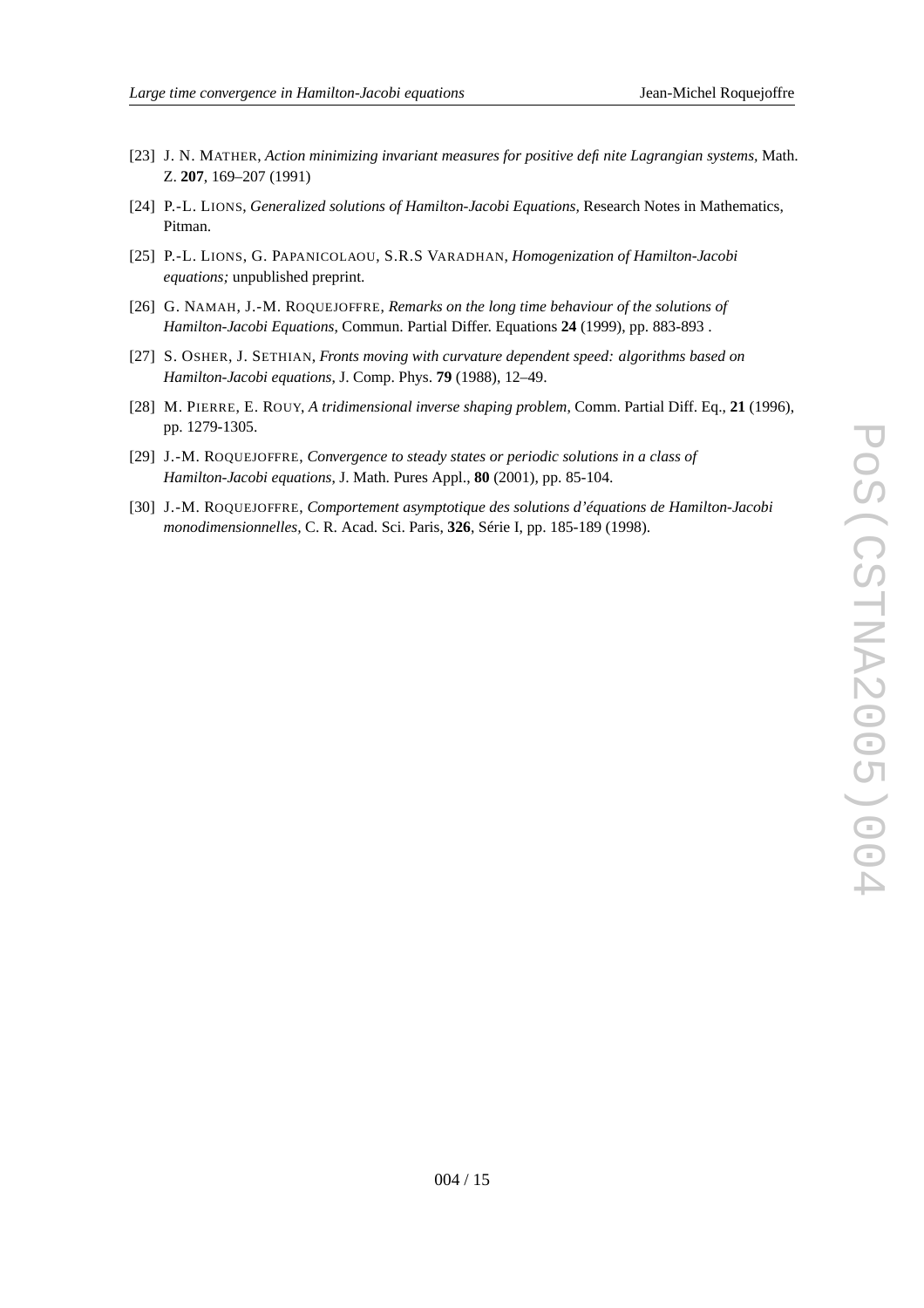[23] J. N. MATHER, *Action minimizing invariant measures for positive definite Lagrangian systems*, Math. Z. **207**, 169–207 (1991)

[24] P.-L. LIONS, *Generalized solutions of Hamilton-Jacobi Equations,* Research Notes in Mathematics, Pitman.

[25] P.-L. LIONS, G. PAPANICOLAOU, S.R.S VARADHAN, *Homogenization of Hamilton-Jacobi equations;* unpublished preprint.

[26] G. NAMAH, J.-M. ROQUEJOFFRE, *Remarks on the long time behaviour of the solutions of Hamilton-Jacobi Equations*, Commun. Partial Differ. Equations **24** (1999), pp. 883-893 .

[27] S. OSHER, J. SETHIAN, *Fronts moving with curvature dependent speed: algorithms based on Hamilton-Jacobi equations*, J. Comp. Phys. **79** (1988), 12–49.

[28] M. PIERRE, E. ROUY, *A tridimensional inverse shaping problem*, Comm. Partial Diff. Eq., **21** (1996), pp. 1279-1305.

[29] J.-M. ROQUEJOFFRE, *Convergence to steady states or periodic solutions in a class of Hamilton-Jacobi equations*, J. Math. Pures Appl., **80** (2001), pp. 85-104.

[30] J.-M. ROQUEJOFFRE, *Comportement asymptotique des solutions d'équations de Hamilton-Jacobi monodimensionnelles*, C. R. Acad. Sci. Paris, **326**, Série I, pp. 185-189 (1998).